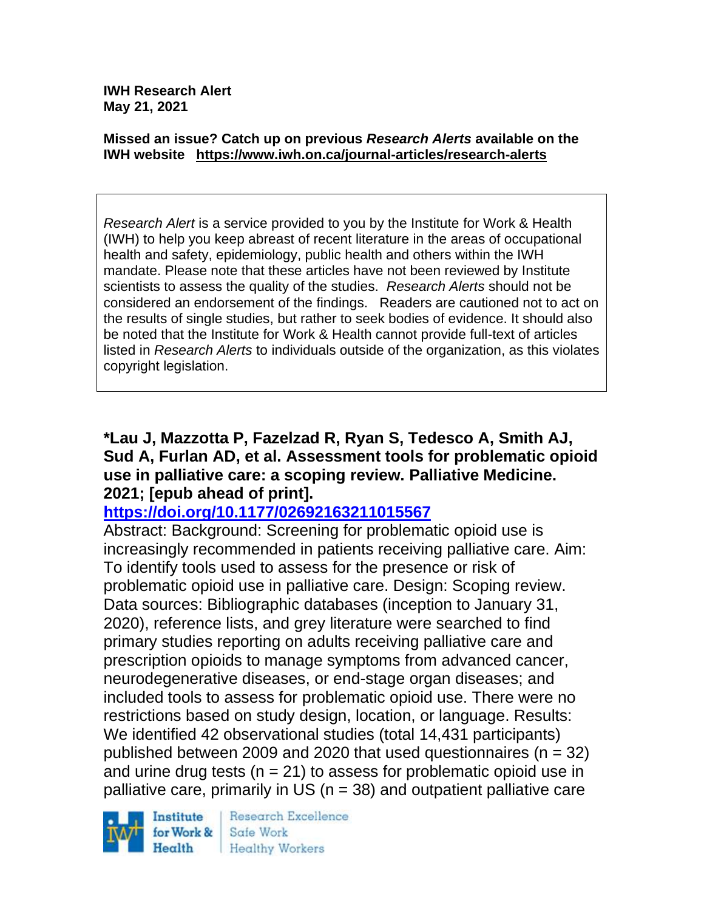**IWH Research Alert**
**May 21, 2021**

**Missed an issue? Catch up on previous *Research Alerts* available on the IWH website https://www.iwh.on.ca/journal-articles/research-alerts**

*Research Alert* is a service provided to you by the Institute for Work & Health (IWH) to help you keep abreast of recent literature in the areas of occupational health and safety, epidemiology, public health and others within the IWH mandate. Please note that these articles have not been reviewed by Institute scientists to assess the quality of the studies. *Research Alerts* should not be considered an endorsement of the findings. Readers are cautioned not to act on the results of single studies, but rather to seek bodies of evidence. It should also be noted that the Institute for Work & Health cannot provide full-text of articles listed in *Research Alerts* to individuals outside of the organization, as this violates copyright legislation.

**\*Lau J, Mazzotta P, Fazelzad R, Ryan S, Tedesco A, Smith AJ, Sud A, Furlan AD, et al. Assessment tools for problematic opioid use in palliative care: a scoping review. Palliative Medicine. 2021; [epub ahead of print].**
**https://doi.org/10.1177/02692163211015567**

Abstract: Background: Screening for problematic opioid use is increasingly recommended in patients receiving palliative care. Aim: To identify tools used to assess for the presence or risk of problematic opioid use in palliative care. Design: Scoping review. Data sources: Bibliographic databases (inception to January 31, 2020), reference lists, and grey literature were searched to find primary studies reporting on adults receiving palliative care and prescription opioids to manage symptoms from advanced cancer, neurodegenerative diseases, or end-stage organ diseases; and included tools to assess for problematic opioid use. There were no restrictions based on study design, location, or language. Results: We identified 42 observational studies (total 14,431 participants) published between 2009 and 2020 that used questionnaires (n = 32) and urine drug tests (n = 21) to assess for problematic opioid use in palliative care, primarily in US (n = 38) and outpatient palliative care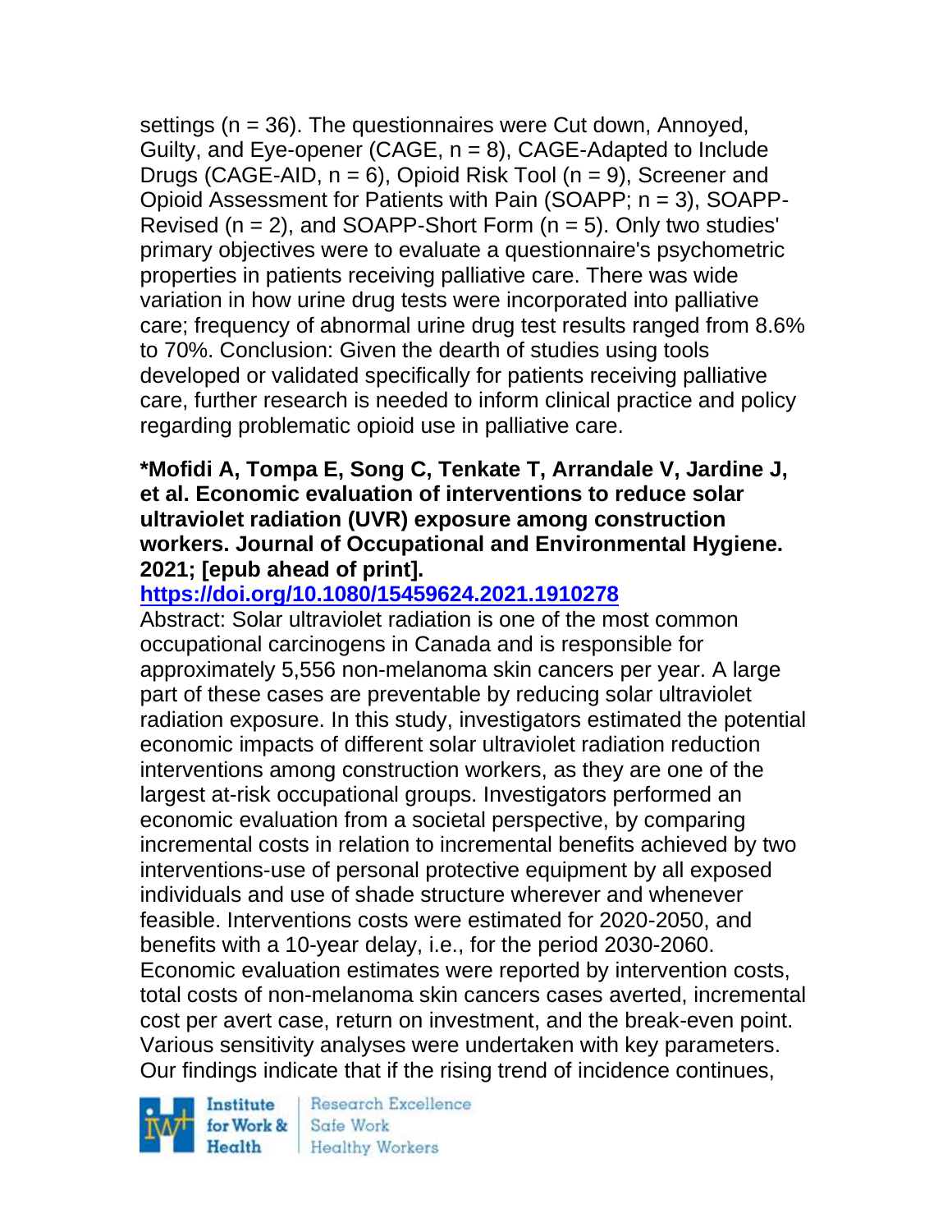settings (n = 36). The questionnaires were Cut down, Annoyed, Guilty, and Eye-opener (CAGE, n = 8), CAGE-Adapted to Include Drugs (CAGE-AID, n = 6), Opioid Risk Tool (n = 9), Screener and Opioid Assessment for Patients with Pain (SOAPP; n = 3), SOAPP-Revised (n = 2), and SOAPP-Short Form (n = 5). Only two studies' primary objectives were to evaluate a questionnaire's psychometric properties in patients receiving palliative care. There was wide variation in how urine drug tests were incorporated into palliative care; frequency of abnormal urine drug test results ranged from 8.6% to 70%. Conclusion: Given the dearth of studies using tools developed or validated specifically for patients receiving palliative care, further research is needed to inform clinical practice and policy regarding problematic opioid use in palliative care.

**\*Mofidi A, Tompa E, Song C, Tenkate T, Arrandale V, Jardine J, et al. Economic evaluation of interventions to reduce solar ultraviolet radiation (UVR) exposure among construction workers. Journal of Occupational and Environmental Hygiene. 2021; [epub ahead of print].**
**https://doi.org/10.1080/15459624.2021.1910278**

Abstract: Solar ultraviolet radiation is one of the most common occupational carcinogens in Canada and is responsible for approximately 5,556 non-melanoma skin cancers per year. A large part of these cases are preventable by reducing solar ultraviolet radiation exposure. In this study, investigators estimated the potential economic impacts of different solar ultraviolet radiation reduction interventions among construction workers, as they are one of the largest at-risk occupational groups. Investigators performed an economic evaluation from a societal perspective, by comparing incremental costs in relation to incremental benefits achieved by two interventions-use of personal protective equipment by all exposed individuals and use of shade structure wherever and whenever feasible. Interventions costs were estimated for 2020-2050, and benefits with a 10-year delay, i.e., for the period 2030-2060. Economic evaluation estimates were reported by intervention costs, total costs of non-melanoma skin cancers cases averted, incremental cost per avert case, return on investment, and the break-even point. Various sensitivity analyses were undertaken with key parameters. Our findings indicate that if the rising trend of incidence continues,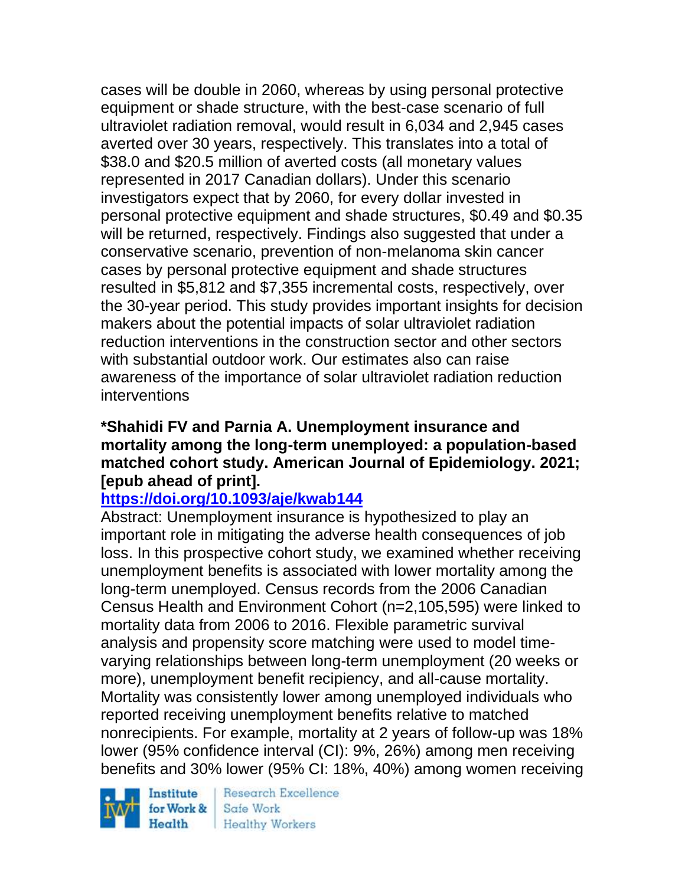cases will be double in 2060, whereas by using personal protective equipment or shade structure, with the best-case scenario of full ultraviolet radiation removal, would result in 6,034 and 2,945 cases averted over 30 years, respectively. This translates into a total of $38.0 and $20.5 million of averted costs (all monetary values represented in 2017 Canadian dollars). Under this scenario investigators expect that by 2060, for every dollar invested in personal protective equipment and shade structures, $0.49 and $0.35 will be returned, respectively. Findings also suggested that under a conservative scenario, prevention of non-melanoma skin cancer cases by personal protective equipment and shade structures resulted in $5,812 and $7,355 incremental costs, respectively, over the 30-year period. This study provides important insights for decision makers about the potential impacts of solar ultraviolet radiation reduction interventions in the construction sector and other sectors with substantial outdoor work. Our estimates also can raise awareness of the importance of solar ultraviolet radiation reduction interventions

**\*Shahidi FV and Parnia A. Unemployment insurance and mortality among the long-term unemployed: a population-based matched cohort study. American Journal of Epidemiology. 2021; [epub ahead of print].**

**https://doi.org/10.1093/aje/kwab144**

Abstract: Unemployment insurance is hypothesized to play an important role in mitigating the adverse health consequences of job loss. In this prospective cohort study, we examined whether receiving unemployment benefits is associated with lower mortality among the long-term unemployed. Census records from the 2006 Canadian Census Health and Environment Cohort (n=2,105,595) were linked to mortality data from 2006 to 2016. Flexible parametric survival analysis and propensity score matching were used to model time-varying relationships between long-term unemployment (20 weeks or more), unemployment benefit recipiency, and all-cause mortality. Mortality was consistently lower among unemployed individuals who reported receiving unemployment benefits relative to matched nonrecipients. For example, mortality at 2 years of follow-up was 18% lower (95% confidence interval (CI): 9%, 26%) among men receiving benefits and 30% lower (95% CI: 18%, 40%) among women receiving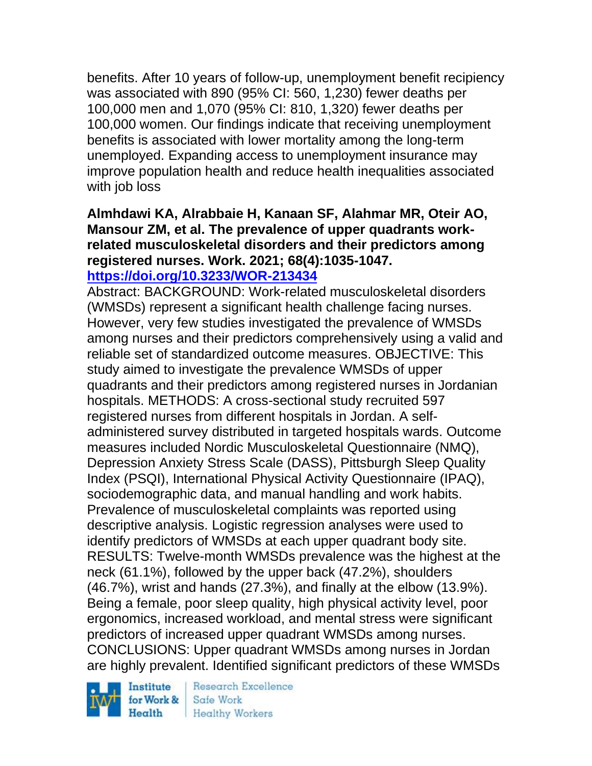benefits. After 10 years of follow-up, unemployment benefit recipiency was associated with 890 (95% CI: 560, 1,230) fewer deaths per 100,000 men and 1,070 (95% CI: 810, 1,320) fewer deaths per 100,000 women. Our findings indicate that receiving unemployment benefits is associated with lower mortality among the long-term unemployed. Expanding access to unemployment insurance may improve population health and reduce health inequalities associated with job loss

**Almhdawi KA, Alrabbaie H, Kanaan SF, Alahmar MR, Oteir AO, Mansour ZM, et al. The prevalence of upper quadrants work-related musculoskeletal disorders and their predictors among registered nurses. Work. 2021; 68(4):1035-1047.**
**https://doi.org/10.3233/WOR-213434**

Abstract: BACKGROUND: Work-related musculoskeletal disorders (WMSDs) represent a significant health challenge facing nurses. However, very few studies investigated the prevalence of WMSDs among nurses and their predictors comprehensively using a valid and reliable set of standardized outcome measures. OBJECTIVE: This study aimed to investigate the prevalence WMSDs of upper quadrants and their predictors among registered nurses in Jordanian hospitals. METHODS: A cross-sectional study recruited 597 registered nurses from different hospitals in Jordan. A self-administered survey distributed in targeted hospitals wards. Outcome measures included Nordic Musculoskeletal Questionnaire (NMQ), Depression Anxiety Stress Scale (DASS), Pittsburgh Sleep Quality Index (PSQI), International Physical Activity Questionnaire (IPAQ), sociodemographic data, and manual handling and work habits. Prevalence of musculoskeletal complaints was reported using descriptive analysis. Logistic regression analyses were used to identify predictors of WMSDs at each upper quadrant body site. RESULTS: Twelve-month WMSDs prevalence was the highest at the neck (61.1%), followed by the upper back (47.2%), shoulders (46.7%), wrist and hands (27.3%), and finally at the elbow (13.9%). Being a female, poor sleep quality, high physical activity level, poor ergonomics, increased workload, and mental stress were significant predictors of increased upper quadrant WMSDs among nurses. CONCLUSIONS: Upper quadrant WMSDs among nurses in Jordan are highly prevalent. Identified significant predictors of these WMSDs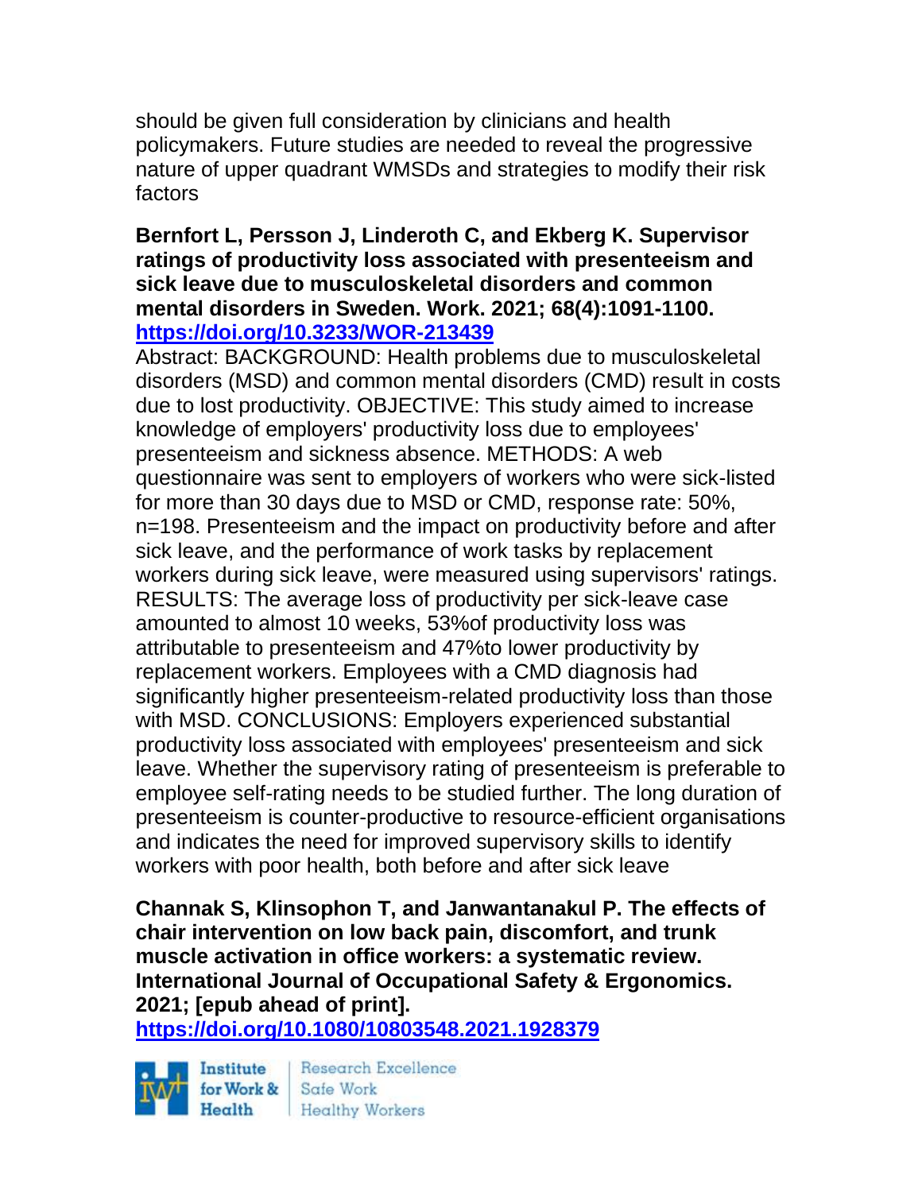should be given full consideration by clinicians and health policymakers. Future studies are needed to reveal the progressive nature of upper quadrant WMSDs and strategies to modify their risk factors

**Bernfort L, Persson J, Linderoth C, and Ekberg K. Supervisor ratings of productivity loss associated with presenteeism and sick leave due to musculoskeletal disorders and common mental disorders in Sweden. Work. 2021; 68(4):1091-1100. https://doi.org/10.3233/WOR-213439**

Abstract: BACKGROUND: Health problems due to musculoskeletal disorders (MSD) and common mental disorders (CMD) result in costs due to lost productivity. OBJECTIVE: This study aimed to increase knowledge of employers' productivity loss due to employees' presenteeism and sickness absence. METHODS: A web questionnaire was sent to employers of workers who were sick-listed for more than 30 days due to MSD or CMD, response rate: 50%, n=198. Presenteeism and the impact on productivity before and after sick leave, and the performance of work tasks by replacement workers during sick leave, were measured using supervisors' ratings. RESULTS: The average loss of productivity per sick-leave case amounted to almost 10 weeks, 53%of productivity loss was attributable to presenteeism and 47%to lower productivity by replacement workers. Employees with a CMD diagnosis had significantly higher presenteeism-related productivity loss than those with MSD. CONCLUSIONS: Employers experienced substantial productivity loss associated with employees' presenteeism and sick leave. Whether the supervisory rating of presenteeism is preferable to employee self-rating needs to be studied further. The long duration of presenteeism is counter-productive to resource-efficient organisations and indicates the need for improved supervisory skills to identify workers with poor health, both before and after sick leave

**Channak S, Klinsophon T, and Janwantanakul P. The effects of chair intervention on low back pain, discomfort, and trunk muscle activation in office workers: a systematic review. International Journal of Occupational Safety & Ergonomics. 2021; [epub ahead of print]. https://doi.org/10.1080/10803548.2021.1928379**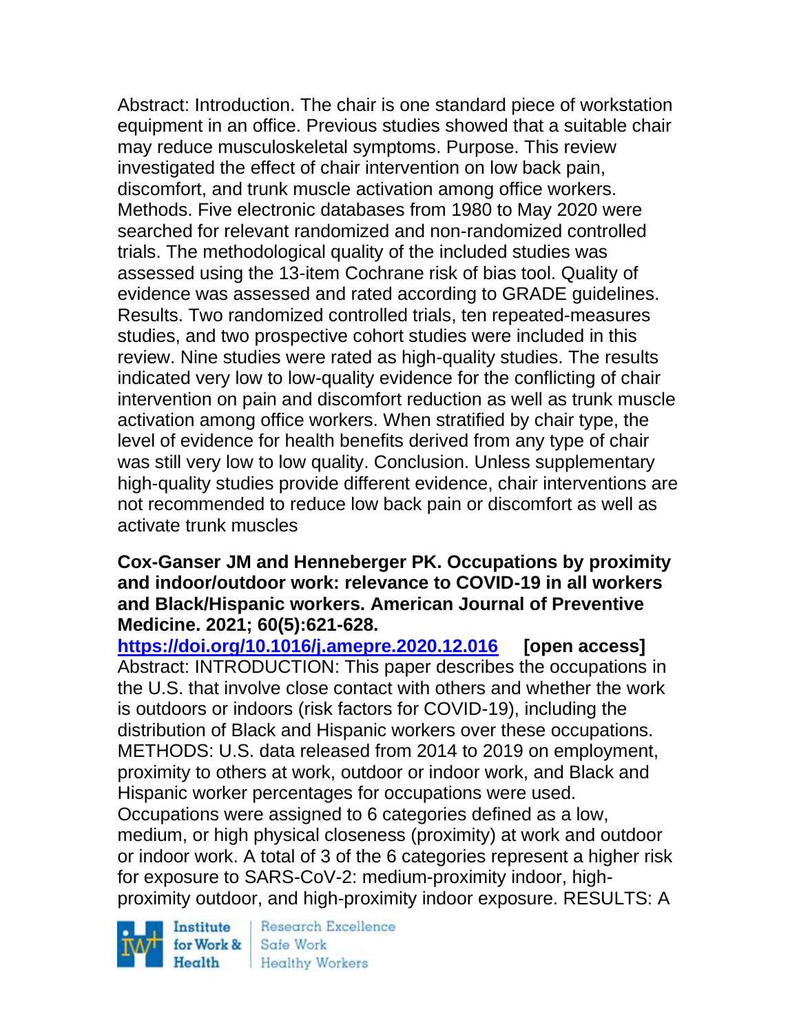Abstract: Introduction. The chair is one standard piece of workstation equipment in an office. Previous studies showed that a suitable chair may reduce musculoskeletal symptoms. Purpose. This review investigated the effect of chair intervention on low back pain, discomfort, and trunk muscle activation among office workers. Methods. Five electronic databases from 1980 to May 2020 were searched for relevant randomized and non-randomized controlled trials. The methodological quality of the included studies was assessed using the 13-item Cochrane risk of bias tool. Quality of evidence was assessed and rated according to GRADE guidelines. Results. Two randomized controlled trials, ten repeated-measures studies, and two prospective cohort studies were included in this review. Nine studies were rated as high-quality studies. The results indicated very low to low-quality evidence for the conflicting of chair intervention on pain and discomfort reduction as well as trunk muscle activation among office workers. When stratified by chair type, the level of evidence for health benefits derived from any type of chair was still very low to low quality. Conclusion. Unless supplementary high-quality studies provide different evidence, chair interventions are not recommended to reduce low back pain or discomfort as well as activate trunk muscles

**Cox-Ganser JM and Henneberger PK. Occupations by proximity and indoor/outdoor work: relevance to COVID-19 in all workers and Black/Hispanic workers. American Journal of Preventive Medicine. 2021; 60(5):621-628.**

**https://doi.org/10.1016/j.amepre.2020.12.016** **[open access]**

Abstract: INTRODUCTION: This paper describes the occupations in the U.S. that involve close contact with others and whether the work is outdoors or indoors (risk factors for COVID-19), including the distribution of Black and Hispanic workers over these occupations. METHODS: U.S. data released from 2014 to 2019 on employment, proximity to others at work, outdoor or indoor work, and Black and Hispanic worker percentages for occupations were used. Occupations were assigned to 6 categories defined as a low, medium, or high physical closeness (proximity) at work and outdoor or indoor work. A total of 3 of the 6 categories represent a higher risk for exposure to SARS-CoV-2: medium-proximity indoor, high-proximity outdoor, and high-proximity indoor exposure. RESULTS: A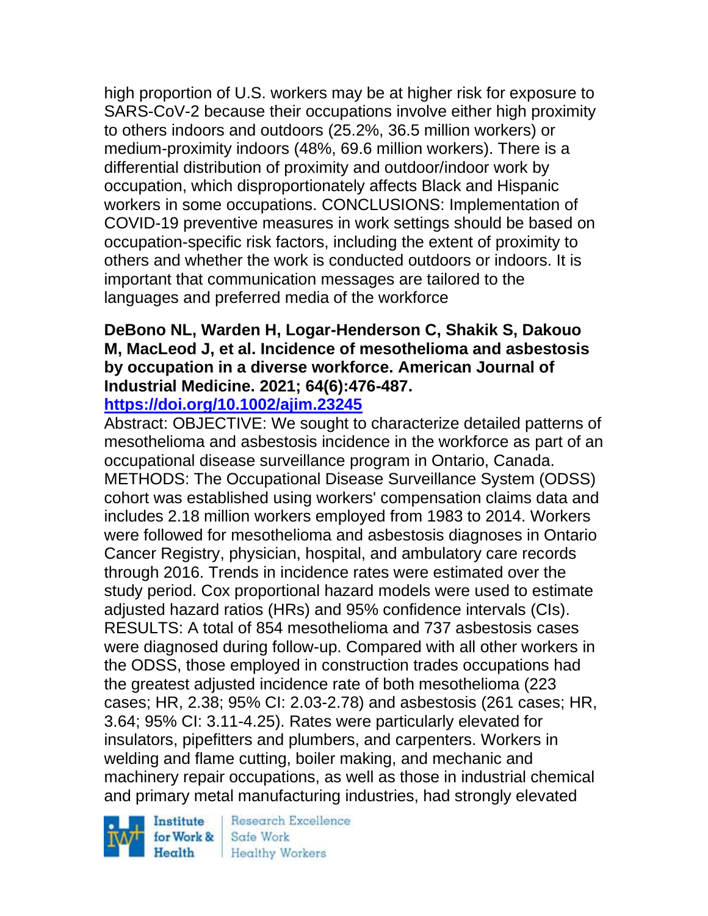high proportion of U.S. workers may be at higher risk for exposure to SARS-CoV-2 because their occupations involve either high proximity to others indoors and outdoors (25.2%, 36.5 million workers) or medium-proximity indoors (48%, 69.6 million workers). There is a differential distribution of proximity and outdoor/indoor work by occupation, which disproportionately affects Black and Hispanic workers in some occupations. CONCLUSIONS: Implementation of COVID-19 preventive measures in work settings should be based on occupation-specific risk factors, including the extent of proximity to others and whether the work is conducted outdoors or indoors. It is important that communication messages are tailored to the languages and preferred media of the workforce

**DeBono NL, Warden H, Logar-Henderson C, Shakik S, Dakouo M, MacLeod J, et al. Incidence of mesothelioma and asbestosis by occupation in a diverse workforce. American Journal of Industrial Medicine. 2021; 64(6):476-487.**
**https://doi.org/10.1002/ajim.23245**

Abstract: OBJECTIVE: We sought to characterize detailed patterns of mesothelioma and asbestosis incidence in the workforce as part of an occupational disease surveillance program in Ontario, Canada. METHODS: The Occupational Disease Surveillance System (ODSS) cohort was established using workers' compensation claims data and includes 2.18 million workers employed from 1983 to 2014. Workers were followed for mesothelioma and asbestosis diagnoses in Ontario Cancer Registry, physician, hospital, and ambulatory care records through 2016. Trends in incidence rates were estimated over the study period. Cox proportional hazard models were used to estimate adjusted hazard ratios (HRs) and 95% confidence intervals (CIs). RESULTS: A total of 854 mesothelioma and 737 asbestosis cases were diagnosed during follow-up. Compared with all other workers in the ODSS, those employed in construction trades occupations had the greatest adjusted incidence rate of both mesothelioma (223 cases; HR, 2.38; 95% CI: 2.03-2.78) and asbestosis (261 cases; HR, 3.64; 95% CI: 3.11-4.25). Rates were particularly elevated for insulators, pipefitters and plumbers, and carpenters. Workers in welding and flame cutting, boiler making, and mechanic and machinery repair occupations, as well as those in industrial chemical and primary metal manufacturing industries, had strongly elevated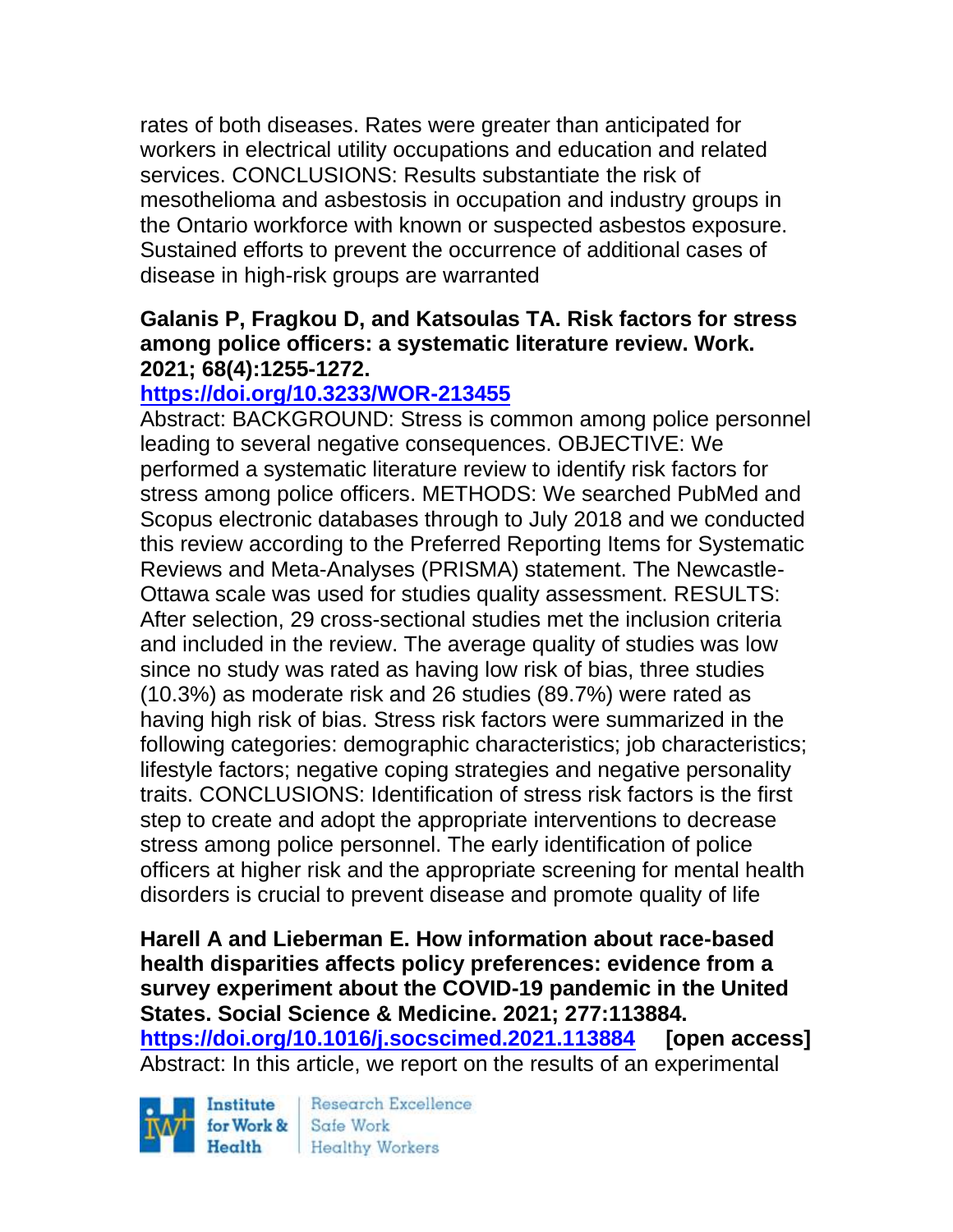rates of both diseases. Rates were greater than anticipated for workers in electrical utility occupations and education and related services. CONCLUSIONS: Results substantiate the risk of mesothelioma and asbestosis in occupation and industry groups in the Ontario workforce with known or suspected asbestos exposure. Sustained efforts to prevent the occurrence of additional cases of disease in high-risk groups are warranted

**Galanis P, Fragkou D, and Katsoulas TA. Risk factors for stress among police officers: a systematic literature review. Work. 2021; 68(4):1255-1272.**
**https://doi.org/10.3233/WOR-213455**
Abstract: BACKGROUND: Stress is common among police personnel leading to several negative consequences. OBJECTIVE: We performed a systematic literature review to identify risk factors for stress among police officers. METHODS: We searched PubMed and Scopus electronic databases through to July 2018 and we conducted this review according to the Preferred Reporting Items for Systematic Reviews and Meta-Analyses (PRISMA) statement. The Newcastle-Ottawa scale was used for studies quality assessment. RESULTS: After selection, 29 cross-sectional studies met the inclusion criteria and included in the review. The average quality of studies was low since no study was rated as having low risk of bias, three studies (10.3%) as moderate risk and 26 studies (89.7%) were rated as having high risk of bias. Stress risk factors were summarized in the following categories: demographic characteristics; job characteristics; lifestyle factors; negative coping strategies and negative personality traits. CONCLUSIONS: Identification of stress risk factors is the first step to create and adopt the appropriate interventions to decrease stress among police personnel. The early identification of police officers at higher risk and the appropriate screening for mental health disorders is crucial to prevent disease and promote quality of life

**Harell A and Lieberman E. How information about race-based health disparities affects policy preferences: evidence from a survey experiment about the COVID-19 pandemic in the United States. Social Science & Medicine. 2021; 277:113884.**
**https://doi.org/10.1016/j.socscimed.2021.113884 [open access]**
Abstract: In this article, we report on the results of an experimental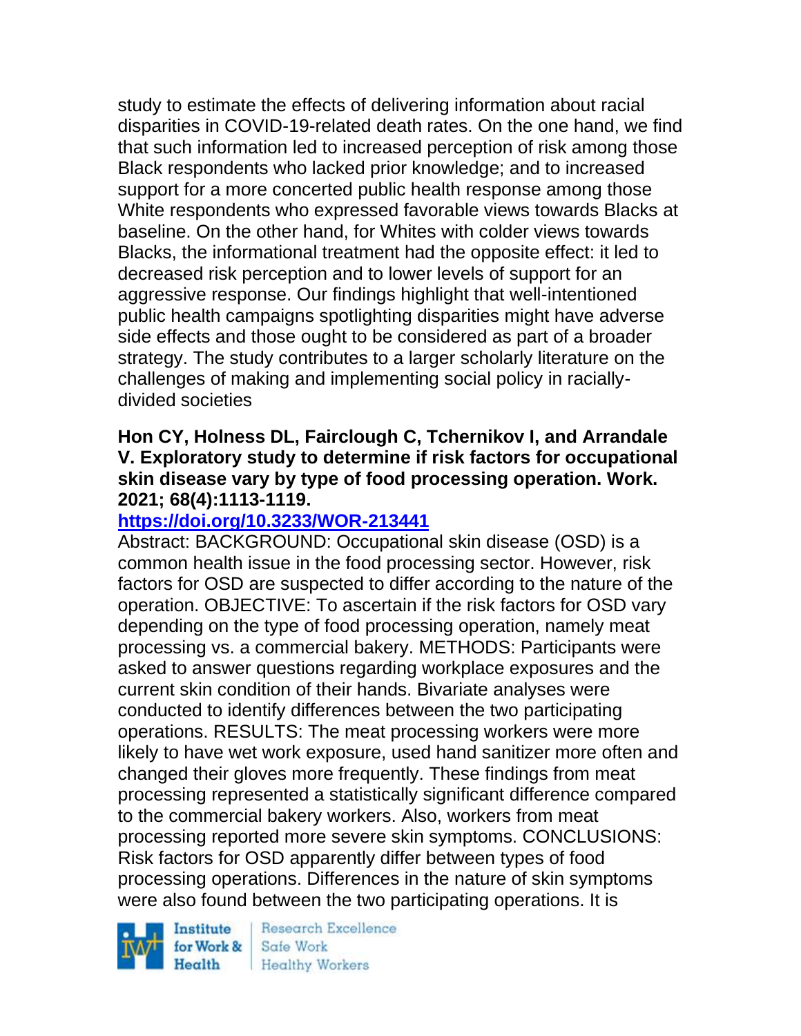study to estimate the effects of delivering information about racial disparities in COVID-19-related death rates. On the one hand, we find that such information led to increased perception of risk among those Black respondents who lacked prior knowledge; and to increased support for a more concerted public health response among those White respondents who expressed favorable views towards Blacks at baseline. On the other hand, for Whites with colder views towards Blacks, the informational treatment had the opposite effect: it led to decreased risk perception and to lower levels of support for an aggressive response. Our findings highlight that well-intentioned public health campaigns spotlighting disparities might have adverse side effects and those ought to be considered as part of a broader strategy. The study contributes to a larger scholarly literature on the challenges of making and implementing social policy in racially-divided societies

**Hon CY, Holness DL, Fairclough C, Tchernikov I, and Arrandale V. Exploratory study to determine if risk factors for occupational skin disease vary by type of food processing operation. Work. 2021; 68(4):1113-1119.**

**https://doi.org/10.3233/WOR-213441**

Abstract: BACKGROUND: Occupational skin disease (OSD) is a common health issue in the food processing sector. However, risk factors for OSD are suspected to differ according to the nature of the operation. OBJECTIVE: To ascertain if the risk factors for OSD vary depending on the type of food processing operation, namely meat processing vs. a commercial bakery. METHODS: Participants were asked to answer questions regarding workplace exposures and the current skin condition of their hands. Bivariate analyses were conducted to identify differences between the two participating operations. RESULTS: The meat processing workers were more likely to have wet work exposure, used hand sanitizer more often and changed their gloves more frequently. These findings from meat processing represented a statistically significant difference compared to the commercial bakery workers. Also, workers from meat processing reported more severe skin symptoms. CONCLUSIONS: Risk factors for OSD apparently differ between types of food processing operations. Differences in the nature of skin symptoms were also found between the two participating operations. It is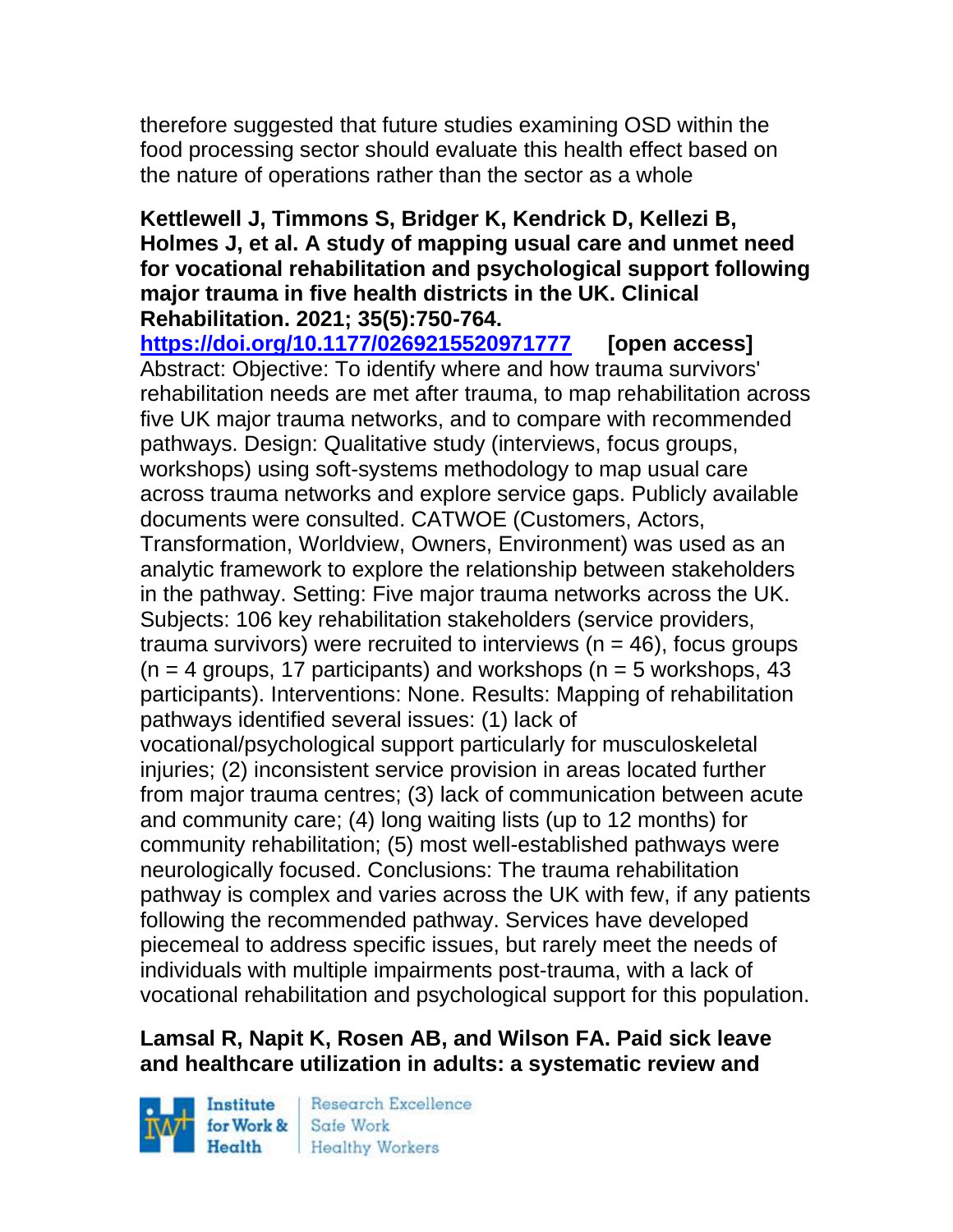therefore suggested that future studies examining OSD within the food processing sector should evaluate this health effect based on the nature of operations rather than the sector as a whole

**Kettlewell J, Timmons S, Bridger K, Kendrick D, Kellezi B, Holmes J, et al. A study of mapping usual care and unmet need for vocational rehabilitation and psychological support following major trauma in five health districts in the UK. Clinical Rehabilitation. 2021; 35(5):750-764.**
**https://doi.org/10.1177/0269215520971777** **[open access]**
Abstract: Objective: To identify where and how trauma survivors' rehabilitation needs are met after trauma, to map rehabilitation across five UK major trauma networks, and to compare with recommended pathways. Design: Qualitative study (interviews, focus groups, workshops) using soft-systems methodology to map usual care across trauma networks and explore service gaps. Publicly available documents were consulted. CATWOE (Customers, Actors, Transformation, Worldview, Owners, Environment) was used as an analytic framework to explore the relationship between stakeholders in the pathway. Setting: Five major trauma networks across the UK. Subjects: 106 key rehabilitation stakeholders (service providers, trauma survivors) were recruited to interviews (n = 46), focus groups (n = 4 groups, 17 participants) and workshops (n = 5 workshops, 43 participants). Interventions: None. Results: Mapping of rehabilitation pathways identified several issues: (1) lack of vocational/psychological support particularly for musculoskeletal injuries; (2) inconsistent service provision in areas located further from major trauma centres; (3) lack of communication between acute and community care; (4) long waiting lists (up to 12 months) for community rehabilitation; (5) most well-established pathways were neurologically focused. Conclusions: The trauma rehabilitation pathway is complex and varies across the UK with few, if any patients following the recommended pathway. Services have developed piecemeal to address specific issues, but rarely meet the needs of individuals with multiple impairments post-trauma, with a lack of vocational rehabilitation and psychological support for this population.

**Lamsal R, Napit K, Rosen AB, and Wilson FA. Paid sick leave and healthcare utilization in adults: a systematic review and**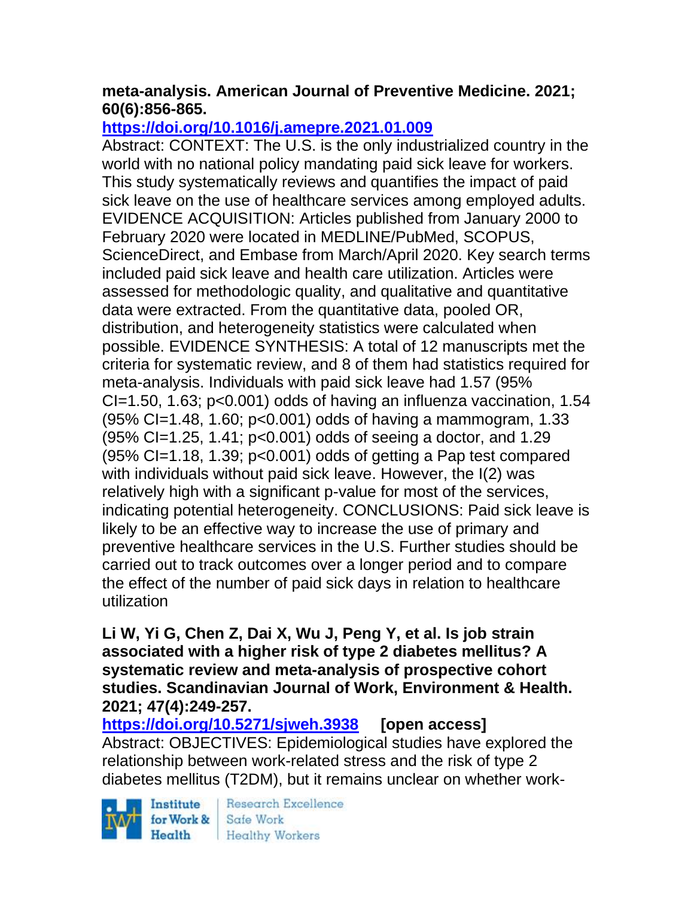**meta-analysis. American Journal of Preventive Medicine. 2021; 60(6):856-865.**

**https://doi.org/10.1016/j.amepre.2021.01.009**

Abstract: CONTEXT: The U.S. is the only industrialized country in the world with no national policy mandating paid sick leave for workers. This study systematically reviews and quantifies the impact of paid sick leave on the use of healthcare services among employed adults. EVIDENCE ACQUISITION: Articles published from January 2000 to February 2020 were located in MEDLINE/PubMed, SCOPUS, ScienceDirect, and Embase from March/April 2020. Key search terms included paid sick leave and health care utilization. Articles were assessed for methodologic quality, and qualitative and quantitative data were extracted. From the quantitative data, pooled OR, distribution, and heterogeneity statistics were calculated when possible. EVIDENCE SYNTHESIS: A total of 12 manuscripts met the criteria for systematic review, and 8 of them had statistics required for meta-analysis. Individuals with paid sick leave had 1.57 (95% CI=1.50, 1.63; $p<0.001$) odds of having an influenza vaccination, 1.54 (95% CI=1.48, 1.60; $p<0.001$) odds of having a mammogram, 1.33 (95% CI=1.25, 1.41; $p<0.001$) odds of seeing a doctor, and 1.29 (95% CI=1.18, 1.39; $p<0.001$) odds of getting a Pap test compared with individuals without paid sick leave. However, the I(2) was relatively high with a significant p-value for most of the services, indicating potential heterogeneity. CONCLUSIONS: Paid sick leave is likely to be an effective way to increase the use of primary and preventive healthcare services in the U.S. Further studies should be carried out to track outcomes over a longer period and to compare the effect of the number of paid sick days in relation to healthcare utilization

**Li W, Yi G, Chen Z, Dai X, Wu J, Peng Y, et al. Is job strain associated with a higher risk of type 2 diabetes mellitus? A systematic review and meta-analysis of prospective cohort studies. Scandinavian Journal of Work, Environment & Health. 2021; 47(4):249-257.**

**https://doi.org/10.5271/sjweh.3938 [open access]**

Abstract: OBJECTIVES: Epidemiological studies have explored the relationship between work-related stress and the risk of type 2 diabetes mellitus (T2DM), but it remains unclear on whether work-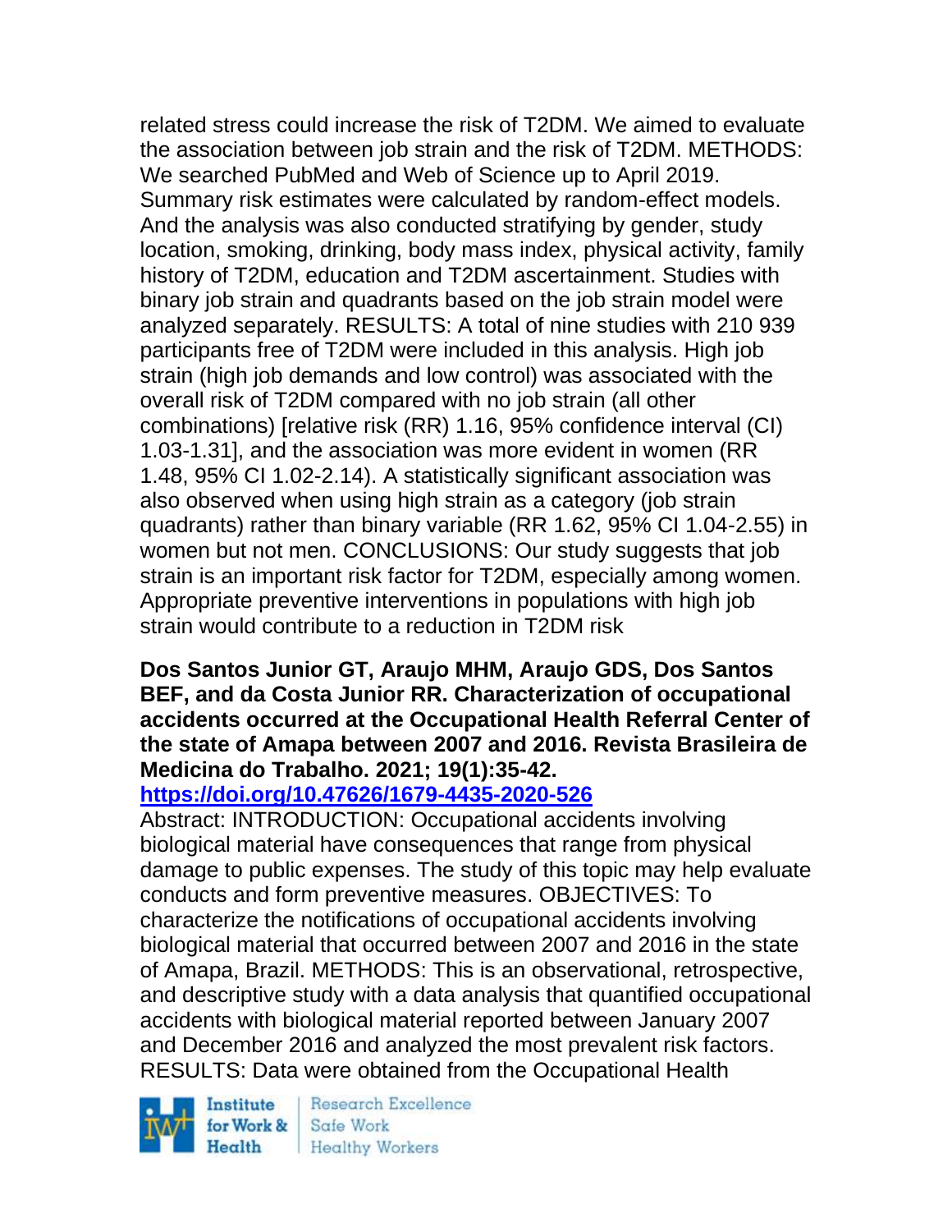related stress could increase the risk of T2DM. We aimed to evaluate the association between job strain and the risk of T2DM. METHODS: We searched PubMed and Web of Science up to April 2019. Summary risk estimates were calculated by random-effect models. And the analysis was also conducted stratifying by gender, study location, smoking, drinking, body mass index, physical activity, family history of T2DM, education and T2DM ascertainment. Studies with binary job strain and quadrants based on the job strain model were analyzed separately. RESULTS: A total of nine studies with 210 939 participants free of T2DM were included in this analysis. High job strain (high job demands and low control) was associated with the overall risk of T2DM compared with no job strain (all other combinations) [relative risk (RR) 1.16, 95% confidence interval (CI) 1.03-1.31], and the association was more evident in women (RR 1.48, 95% CI 1.02-2.14). A statistically significant association was also observed when using high strain as a category (job strain quadrants) rather than binary variable (RR 1.62, 95% CI 1.04-2.55) in women but not men. CONCLUSIONS: Our study suggests that job strain is an important risk factor for T2DM, especially among women. Appropriate preventive interventions in populations with high job strain would contribute to a reduction in T2DM risk

**Dos Santos Junior GT, Araujo MHM, Araujo GDS, Dos Santos BEF, and da Costa Junior RR. Characterization of occupational accidents occurred at the Occupational Health Referral Center of the state of Amapa between 2007 and 2016. Revista Brasileira de Medicina do Trabalho. 2021; 19(1):35-42.**
**https://doi.org/10.47626/1679-4435-2020-526**

Abstract: INTRODUCTION: Occupational accidents involving biological material have consequences that range from physical damage to public expenses. The study of this topic may help evaluate conducts and form preventive measures. OBJECTIVES: To characterize the notifications of occupational accidents involving biological material that occurred between 2007 and 2016 in the state of Amapa, Brazil. METHODS: This is an observational, retrospective, and descriptive study with a data analysis that quantified occupational accidents with biological material reported between January 2007 and December 2016 and analyzed the most prevalent risk factors. RESULTS: Data were obtained from the Occupational Health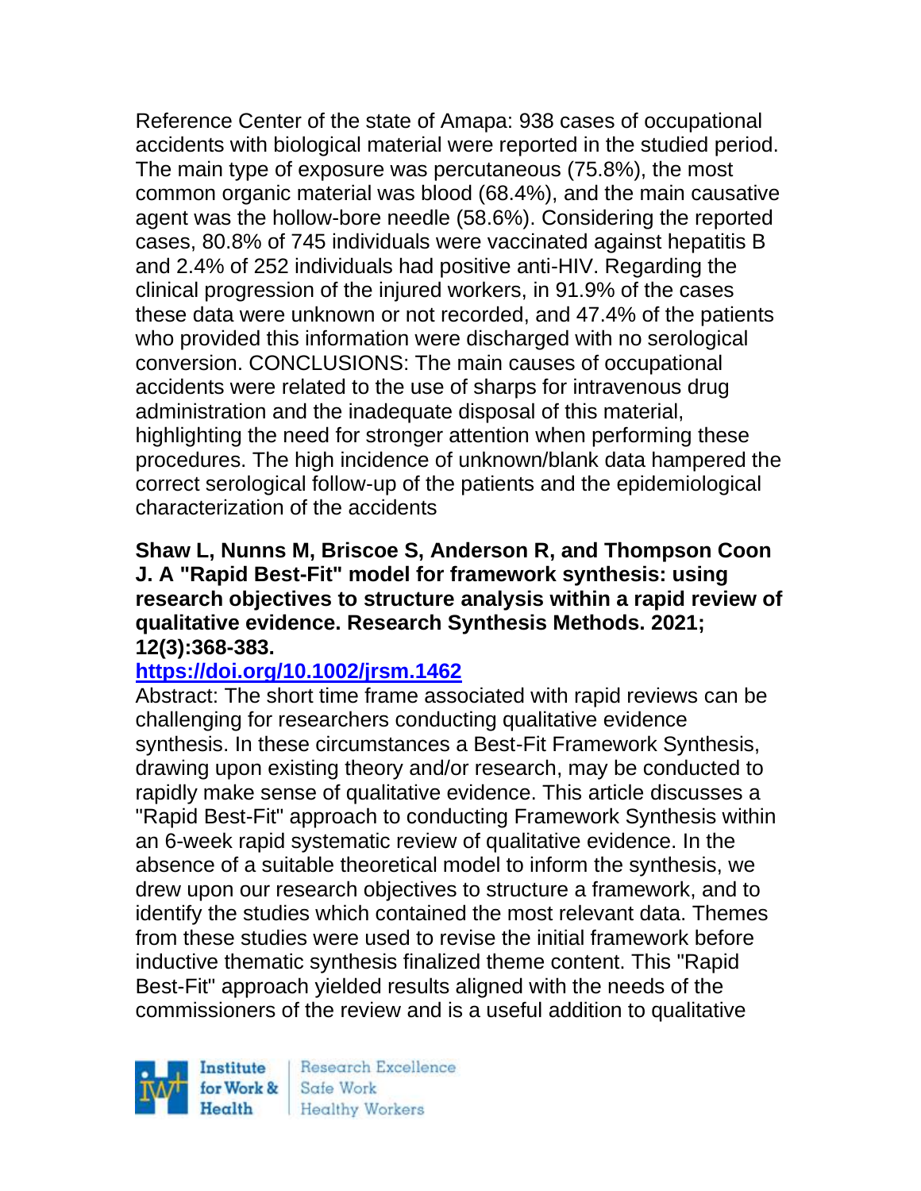Reference Center of the state of Amapa: 938 cases of occupational accidents with biological material were reported in the studied period. The main type of exposure was percutaneous (75.8%), the most common organic material was blood (68.4%), and the main causative agent was the hollow-bore needle (58.6%). Considering the reported cases, 80.8% of 745 individuals were vaccinated against hepatitis B and 2.4% of 252 individuals had positive anti-HIV. Regarding the clinical progression of the injured workers, in 91.9% of the cases these data were unknown or not recorded, and 47.4% of the patients who provided this information were discharged with no serological conversion. CONCLUSIONS: The main causes of occupational accidents were related to the use of sharps for intravenous drug administration and the inadequate disposal of this material, highlighting the need for stronger attention when performing these procedures. The high incidence of unknown/blank data hampered the correct serological follow-up of the patients and the epidemiological characterization of the accidents

**Shaw L, Nunns M, Briscoe S, Anderson R, and Thompson Coon J. A "Rapid Best-Fit" model for framework synthesis: using research objectives to structure analysis within a rapid review of qualitative evidence. Research Synthesis Methods. 2021; 12(3):368-383.**

**https://doi.org/10.1002/jrsm.1462**

Abstract: The short time frame associated with rapid reviews can be challenging for researchers conducting qualitative evidence synthesis. In these circumstances a Best-Fit Framework Synthesis, drawing upon existing theory and/or research, may be conducted to rapidly make sense of qualitative evidence. This article discusses a "Rapid Best-Fit" approach to conducting Framework Synthesis within an 6-week rapid systematic review of qualitative evidence. In the absence of a suitable theoretical model to inform the synthesis, we drew upon our research objectives to structure a framework, and to identify the studies which contained the most relevant data. Themes from these studies were used to revise the initial framework before inductive thematic synthesis finalized theme content. This "Rapid Best-Fit" approach yielded results aligned with the needs of the commissioners of the review and is a useful addition to qualitative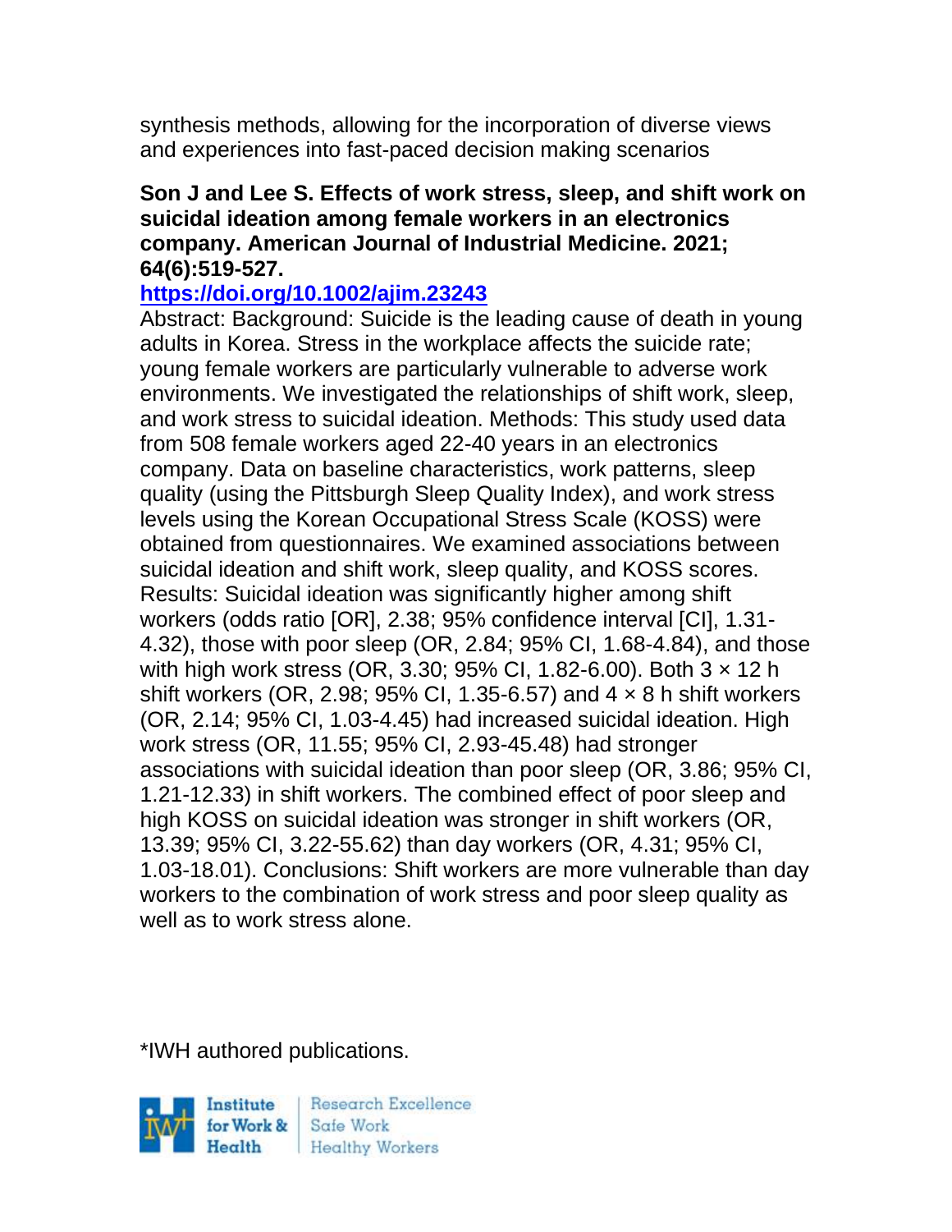synthesis methods, allowing for the incorporation of diverse views and experiences into fast-paced decision making scenarios

**Son J and Lee S. Effects of work stress, sleep, and shift work on suicidal ideation among female workers in an electronics company. American Journal of Industrial Medicine. 2021; 64(6):519-527.**

**https://doi.org/10.1002/ajim.23243**

Abstract: Background: Suicide is the leading cause of death in young adults in Korea. Stress in the workplace affects the suicide rate; young female workers are particularly vulnerable to adverse work environments. We investigated the relationships of shift work, sleep, and work stress to suicidal ideation. Methods: This study used data from 508 female workers aged 22-40 years in an electronics company. Data on baseline characteristics, work patterns, sleep quality (using the Pittsburgh Sleep Quality Index), and work stress levels using the Korean Occupational Stress Scale (KOSS) were obtained from questionnaires. We examined associations between suicidal ideation and shift work, sleep quality, and KOSS scores. Results: Suicidal ideation was significantly higher among shift workers (odds ratio [OR], 2.38; 95% confidence interval [CI], 1.31-4.32), those with poor sleep (OR, 2.84; 95% CI, 1.68-4.84), and those with high work stress (OR, 3.30; 95% CI, 1.82-6.00). Both 3 × 12 h shift workers (OR, 2.98; 95% CI, 1.35-6.57) and 4 × 8 h shift workers (OR, 2.14; 95% CI, 1.03-4.45) had increased suicidal ideation. High work stress (OR, 11.55; 95% CI, 2.93-45.48) had stronger associations with suicidal ideation than poor sleep (OR, 3.86; 95% CI, 1.21-12.33) in shift workers. The combined effect of poor sleep and high KOSS on suicidal ideation was stronger in shift workers (OR, 13.39; 95% CI, 3.22-55.62) than day workers (OR, 4.31; 95% CI, 1.03-18.01). Conclusions: Shift workers are more vulnerable than day workers to the combination of work stress and poor sleep quality as well as to work stress alone.

*IWH authored publications.